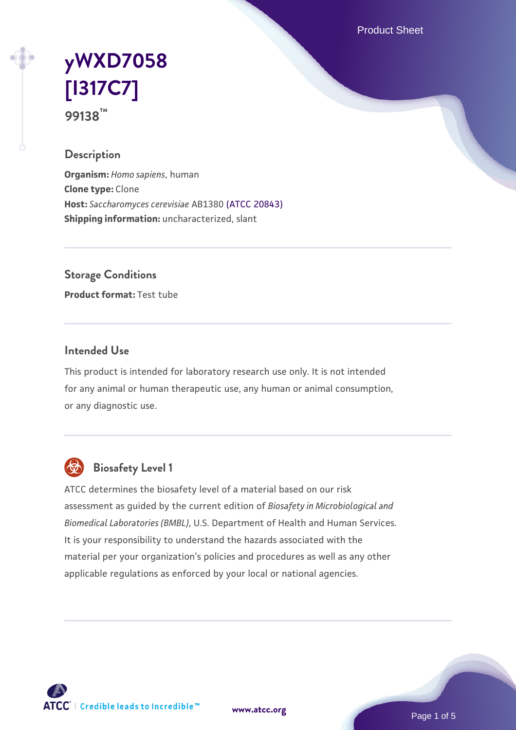Product Sheet

# yWXD7058 [I317C7]

**99138™**

## Description

**Organism:** *Homo sapiens*, human
**Clone type:** Clone
**Host:** *Saccharomyces cerevisiae* AB1380 (ATCC 20843)
**Shipping information:** uncharacterized, slant

## Storage Conditions

**Product format:** Test tube

## Intended Use

This product is intended for laboratory research use only. It is not intended for any animal or human therapeutic use, any human or animal consumption, or any diagnostic use.

## Biosafety Level 1

ATCC determines the biosafety level of a material based on our risk assessment as guided by the current edition of *Biosafety in Microbiological and Biomedical Laboratories (BMBL)*, U.S. Department of Health and Human Services. It is your responsibility to understand the hazards associated with the material per your organization's policies and procedures as well as any other applicable regulations as enforced by your local or national agencies.

ATCC | Credible leads to Incredible™

www.atcc.org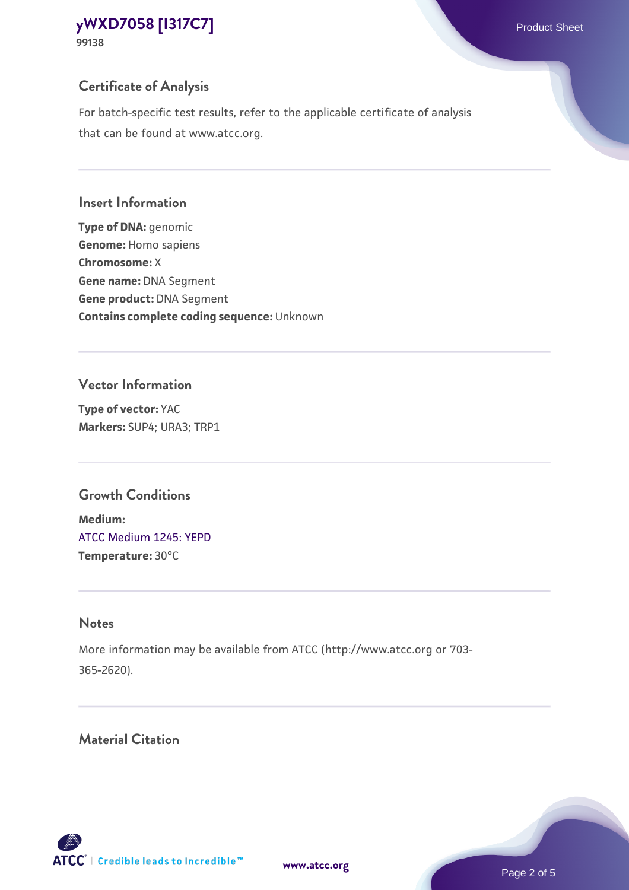## Certificate of Analysis

For batch-specific test results, refer to the applicable certificate of analysis that can be found at www.atcc.org.

## Insert Information

**Type of DNA:** genomic
**Genome:** Homo sapiens
**Chromosome:** X
**Gene name:** DNA Segment
**Gene product:** DNA Segment
**Contains complete coding sequence:** Unknown

## Vector Information

**Type of vector:** YAC
**Markers:** SUP4; URA3; TRP1

## Growth Conditions

**Medium:**
ATCC Medium 1245: YEPD
**Temperature:** 30°C

## Notes

More information may be available from ATCC (http://www.atcc.org or 703-365-2620).

## Material Citation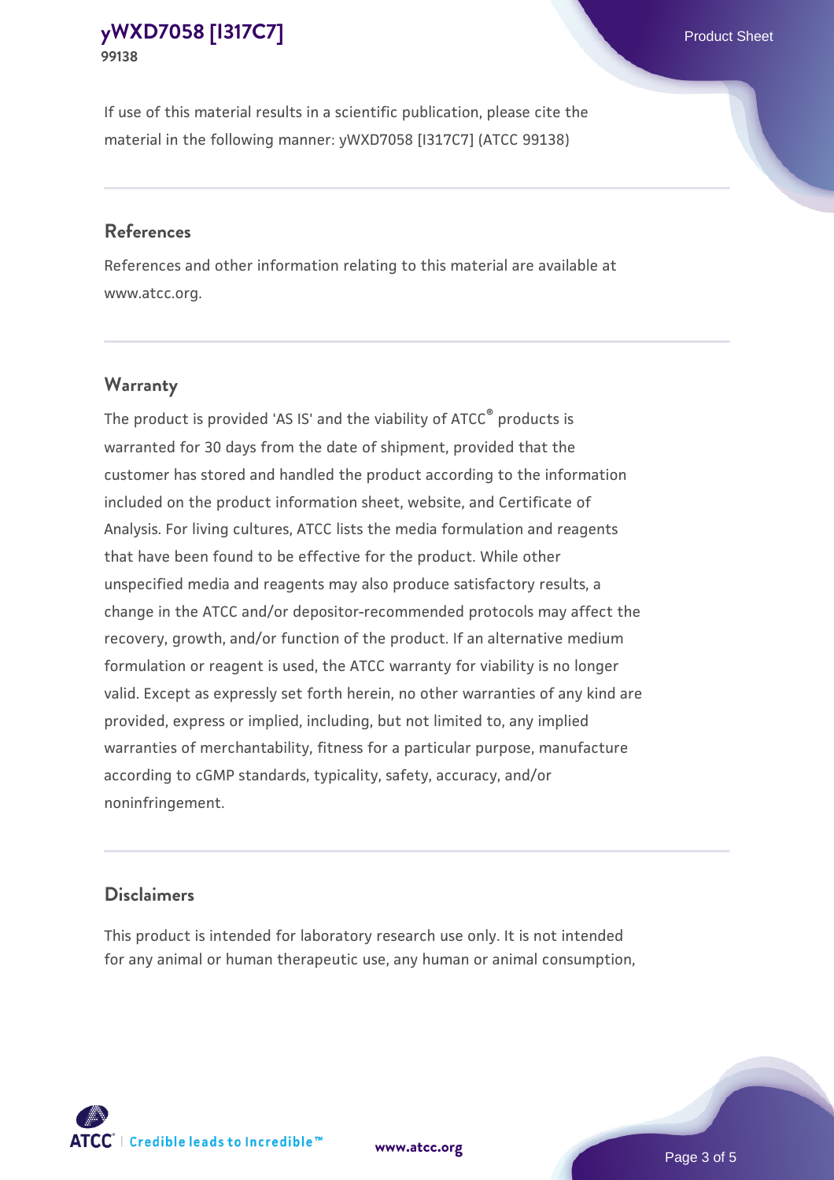If use of this material results in a scientific publication, please cite the material in the following manner: yWXD7058 [I317C7] (ATCC 99138)

## References

References and other information relating to this material are available at www.atcc.org.

## Warranty

The product is provided 'AS IS' and the viability of ATCC® products is warranted for 30 days from the date of shipment, provided that the customer has stored and handled the product according to the information included on the product information sheet, website, and Certificate of Analysis. For living cultures, ATCC lists the media formulation and reagents that have been found to be effective for the product. While other unspecified media and reagents may also produce satisfactory results, a change in the ATCC and/or depositor-recommended protocols may affect the recovery, growth, and/or function of the product. If an alternative medium formulation or reagent is used, the ATCC warranty for viability is no longer valid. Except as expressly set forth herein, no other warranties of any kind are provided, express or implied, including, but not limited to, any implied warranties of merchantability, fitness for a particular purpose, manufacture according to cGMP standards, typicality, safety, accuracy, and/or noninfringement.

## Disclaimers

This product is intended for laboratory research use only. It is not intended for any animal or human therapeutic use, any human or animal consumption,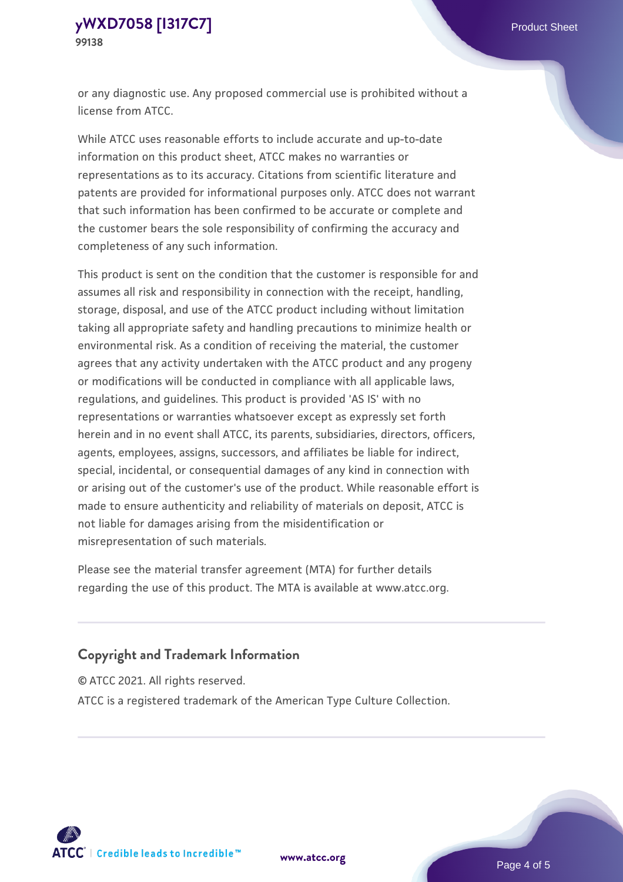or any diagnostic use. Any proposed commercial use is prohibited without a license from ATCC.

While ATCC uses reasonable efforts to include accurate and up-to-date information on this product sheet, ATCC makes no warranties or representations as to its accuracy. Citations from scientific literature and patents are provided for informational purposes only. ATCC does not warrant that such information has been confirmed to be accurate or complete and the customer bears the sole responsibility of confirming the accuracy and completeness of any such information.

This product is sent on the condition that the customer is responsible for and assumes all risk and responsibility in connection with the receipt, handling, storage, disposal, and use of the ATCC product including without limitation taking all appropriate safety and handling precautions to minimize health or environmental risk. As a condition of receiving the material, the customer agrees that any activity undertaken with the ATCC product and any progeny or modifications will be conducted in compliance with all applicable laws, regulations, and guidelines. This product is provided 'AS IS' with no representations or warranties whatsoever except as expressly set forth herein and in no event shall ATCC, its parents, subsidiaries, directors, officers, agents, employees, assigns, successors, and affiliates be liable for indirect, special, incidental, or consequential damages of any kind in connection with or arising out of the customer's use of the product. While reasonable effort is made to ensure authenticity and reliability of materials on deposit, ATCC is not liable for damages arising from the misidentification or misrepresentation of such materials.

Please see the material transfer agreement (MTA) for further details regarding the use of this product. The MTA is available at www.atcc.org.

## Copyright and Trademark Information

© ATCC 2021. All rights reserved.

ATCC is a registered trademark of the American Type Culture Collection.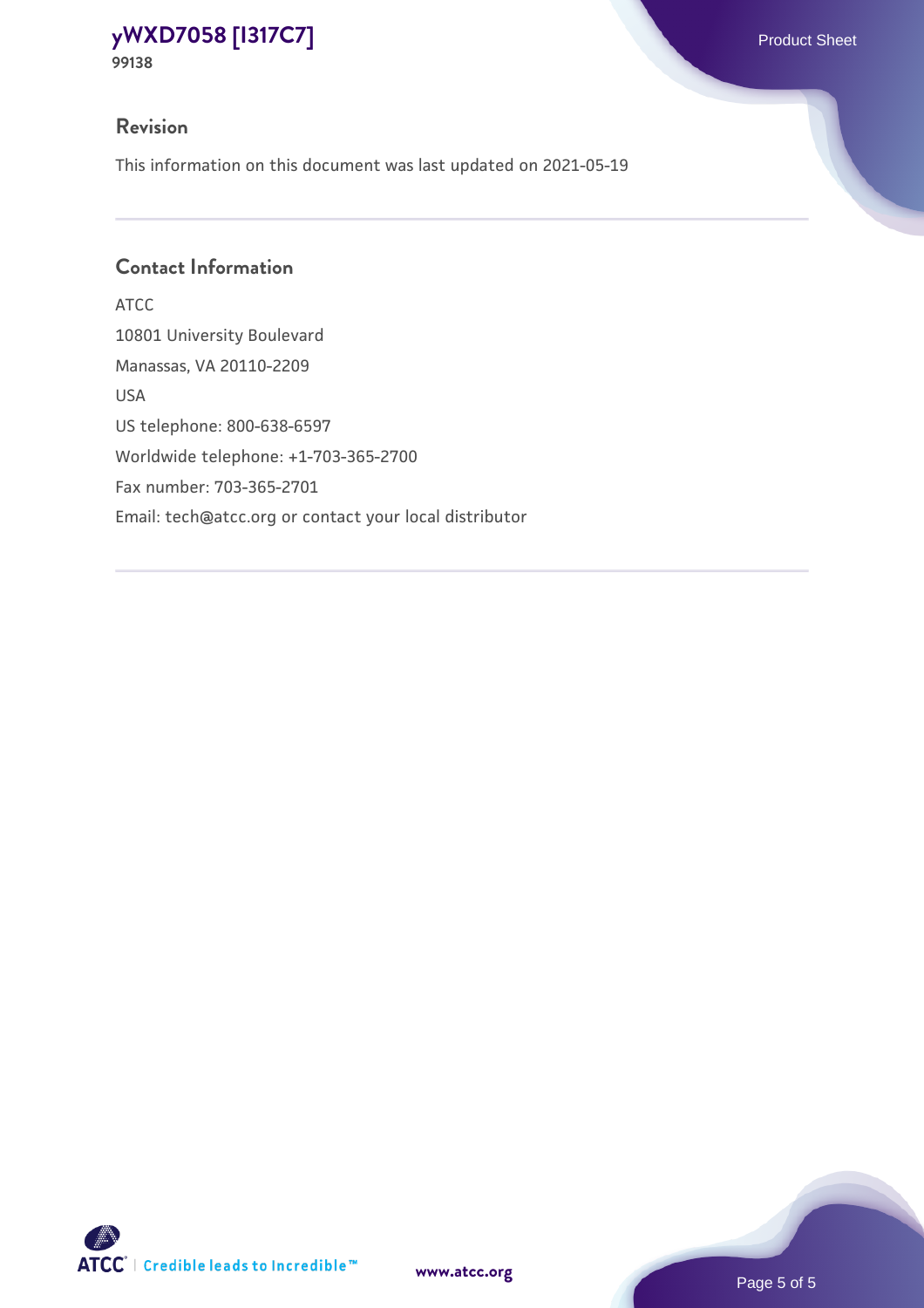## Revision

This information on this document was last updated on 2021-05-19

## Contact Information

ATCC
10801 University Boulevard
Manassas, VA 20110-2209
USA
US telephone: 800-638-6597
Worldwide telephone: +1-703-365-2700
Fax number: 703-365-2701
Email: tech@atcc.org or contact your local distributor